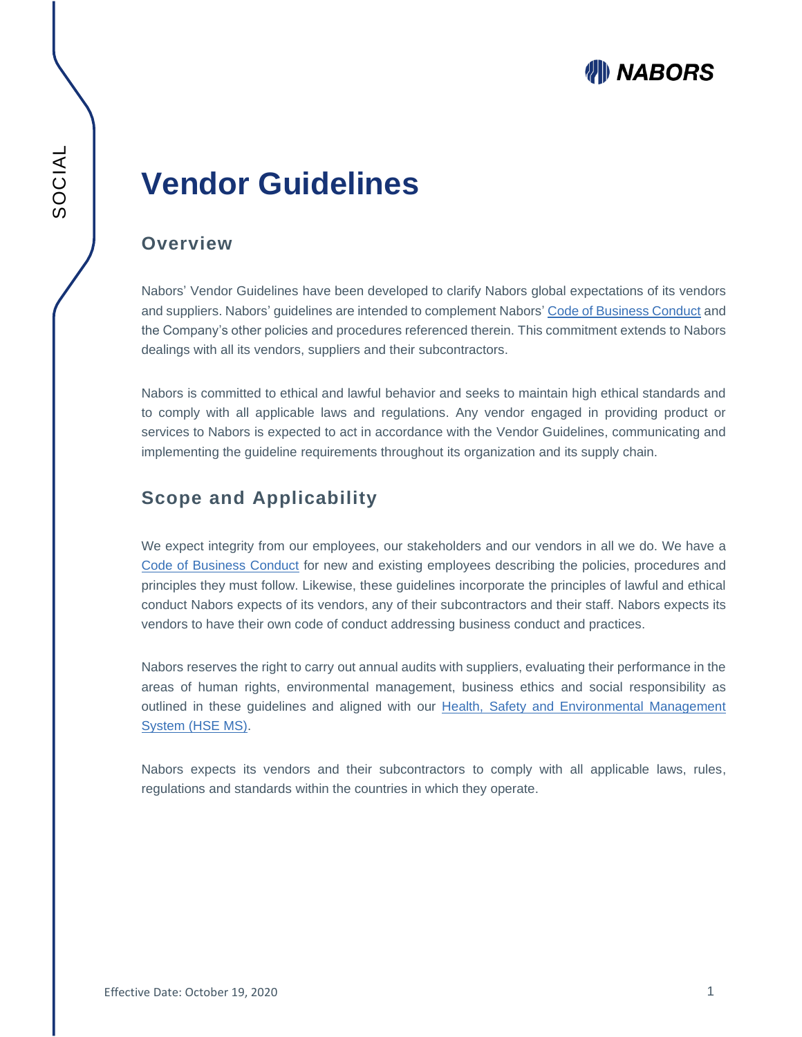# Vendor Guidelines

## Overview

Nabors' Vendor Guidelines have been developed to clarify Nabors global expectations of its vendors and suppliers. Nabors' guidelines are intended to complement Nabors' Code of Business Conduct and the Company's other policies and procedures referenced therein. This commitment extends to Nabors dealings with all its vendors, suppliers and their subcontractors.

Nabors is committed to ethical and lawful behavior and seeks to maintain high ethical standards and to comply with all applicable laws and regulations. Any vendor engaged in providing product or services to Nabors is expected to act in accordance with the Vendor Guidelines, communicating and implementing the guideline requirements throughout its organization and its supply chain.

## Scope and Applicability

We expect integrity from our employees, our stakeholders and our vendors in all we do. We have a Code of Business Conduct for new and existing employees describing the policies, procedures and principles they must follow. Likewise, these guidelines incorporate the principles of lawful and ethical conduct Nabors expects of its vendors, any of their subcontractors and their staff. Nabors expects its vendors to have their own code of conduct addressing business conduct and practices.

Nabors reserves the right to carry out annual audits with suppliers, evaluating their performance in the areas of human rights, environmental management, business ethics and social responsibility as outlined in these guidelines and aligned with our Health, Safety and Environmental Management System (HSE MS).

Nabors expects its vendors and their subcontractors to comply with all applicable laws, rules, regulations and standards within the countries in which they operate.

Effective Date: October 19, 2020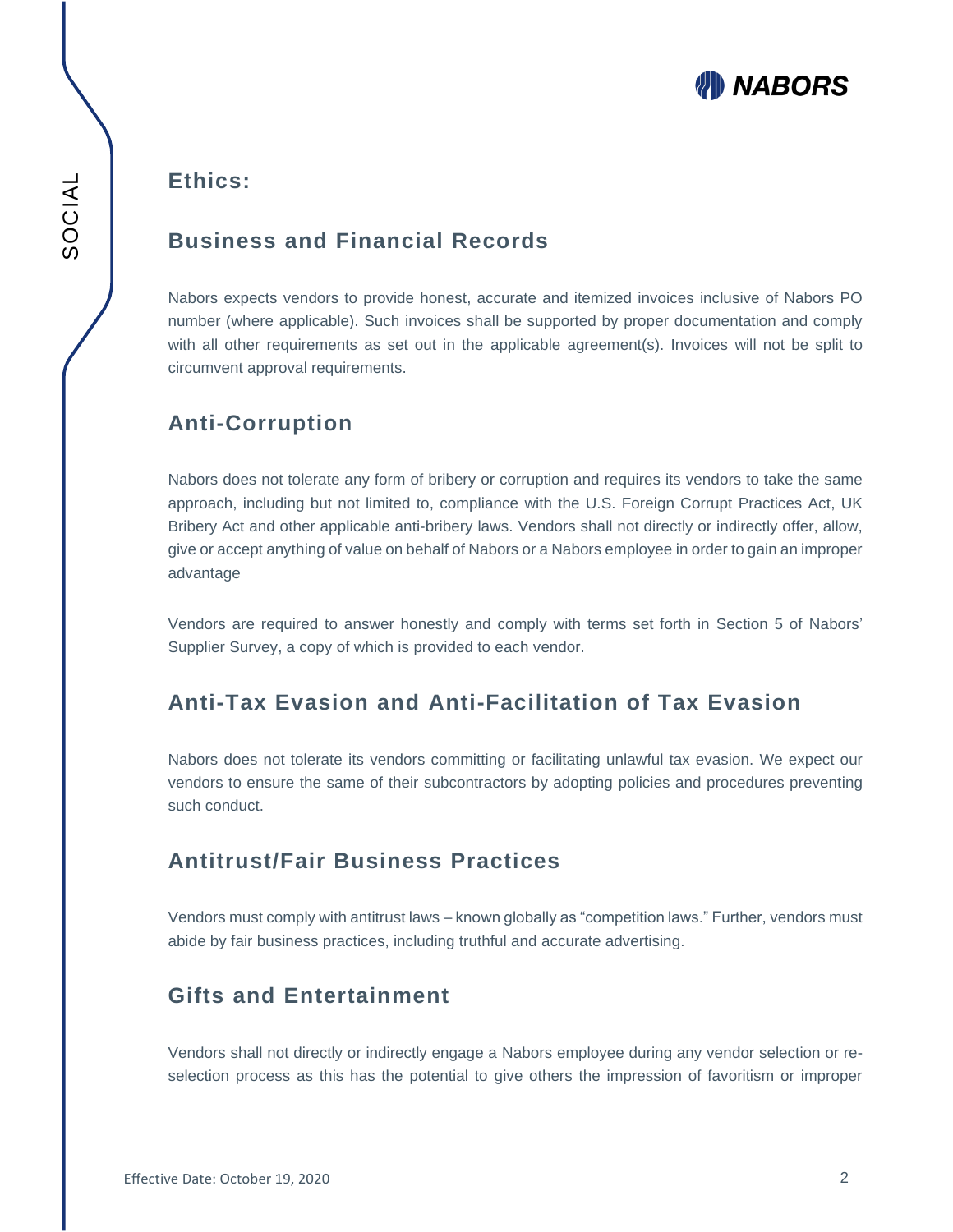## Ethics:

### Business and Financial Records

Nabors expects vendors to provide honest, accurate and itemized invoices inclusive of Nabors PO number (where applicable). Such invoices shall be supported by proper documentation and comply with all other requirements as set out in the applicable agreement(s). Invoices will not be split to circumvent approval requirements.

### Anti-Corruption

Nabors does not tolerate any form of bribery or corruption and requires its vendors to take the same approach, including but not limited to, compliance with the U.S. Foreign Corrupt Practices Act, UK Bribery Act and other applicable anti-bribery laws. Vendors shall not directly or indirectly offer, allow, give or accept anything of value on behalf of Nabors or a Nabors employee in order to gain an improper advantage

Vendors are required to answer honestly and comply with terms set forth in Section 5 of Nabors' Supplier Survey, a copy of which is provided to each vendor.

### Anti-Tax Evasion and Anti-Facilitation of Tax Evasion

Nabors does not tolerate its vendors committing or facilitating unlawful tax evasion. We expect our vendors to ensure the same of their subcontractors by adopting policies and procedures preventing such conduct.

### Antitrust/Fair Business Practices

Vendors must comply with antitrust laws – known globally as "competition laws." Further, vendors must abide by fair business practices, including truthful and accurate advertising.

### Gifts and Entertainment

Vendors shall not directly or indirectly engage a Nabors employee during any vendor selection or re-selection process as this has the potential to give others the impression of favoritism or improper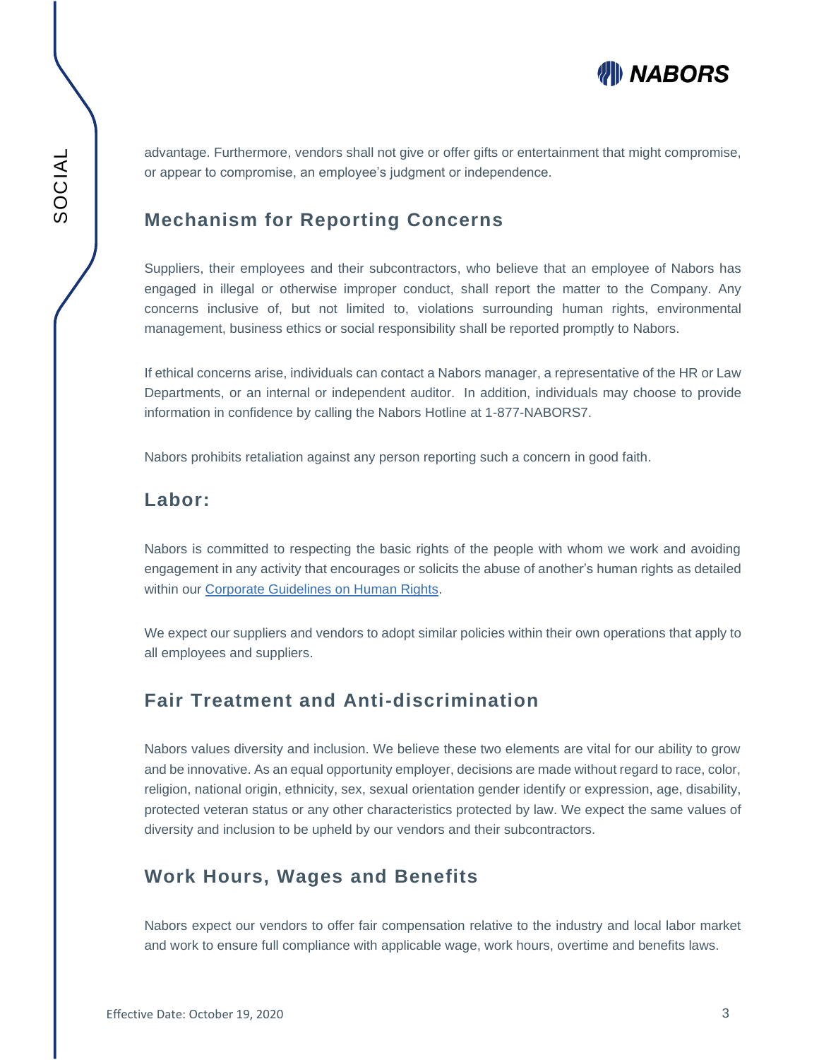advantage. Furthermore, vendors shall not give or offer gifts or entertainment that might compromise, or appear to compromise, an employee's judgment or independence.

## Mechanism for Reporting Concerns

Suppliers, their employees and their subcontractors, who believe that an employee of Nabors has engaged in illegal or otherwise improper conduct, shall report the matter to the Company. Any concerns inclusive of, but not limited to, violations surrounding human rights, environmental management, business ethics or social responsibility shall be reported promptly to Nabors.

If ethical concerns arise, individuals can contact a Nabors manager, a representative of the HR or Law Departments, or an internal or independent auditor. In addition, individuals may choose to provide information in confidence by calling the Nabors Hotline at 1-877-NABORS7.

Nabors prohibits retaliation against any person reporting such a concern in good faith.

## Labor:

Nabors is committed to respecting the basic rights of the people with whom we work and avoiding engagement in any activity that encourages or solicits the abuse of another's human rights as detailed within our Corporate Guidelines on Human Rights.

We expect our suppliers and vendors to adopt similar policies within their own operations that apply to all employees and suppliers.

## Fair Treatment and Anti-discrimination

Nabors values diversity and inclusion. We believe these two elements are vital for our ability to grow and be innovative. As an equal opportunity employer, decisions are made without regard to race, color, religion, national origin, ethnicity, sex, sexual orientation gender identify or expression, age, disability, protected veteran status or any other characteristics protected by law. We expect the same values of diversity and inclusion to be upheld by our vendors and their subcontractors.

## Work Hours, Wages and Benefits

Nabors expect our vendors to offer fair compensation relative to the industry and local labor market and work to ensure full compliance with applicable wage, work hours, overtime and benefits laws.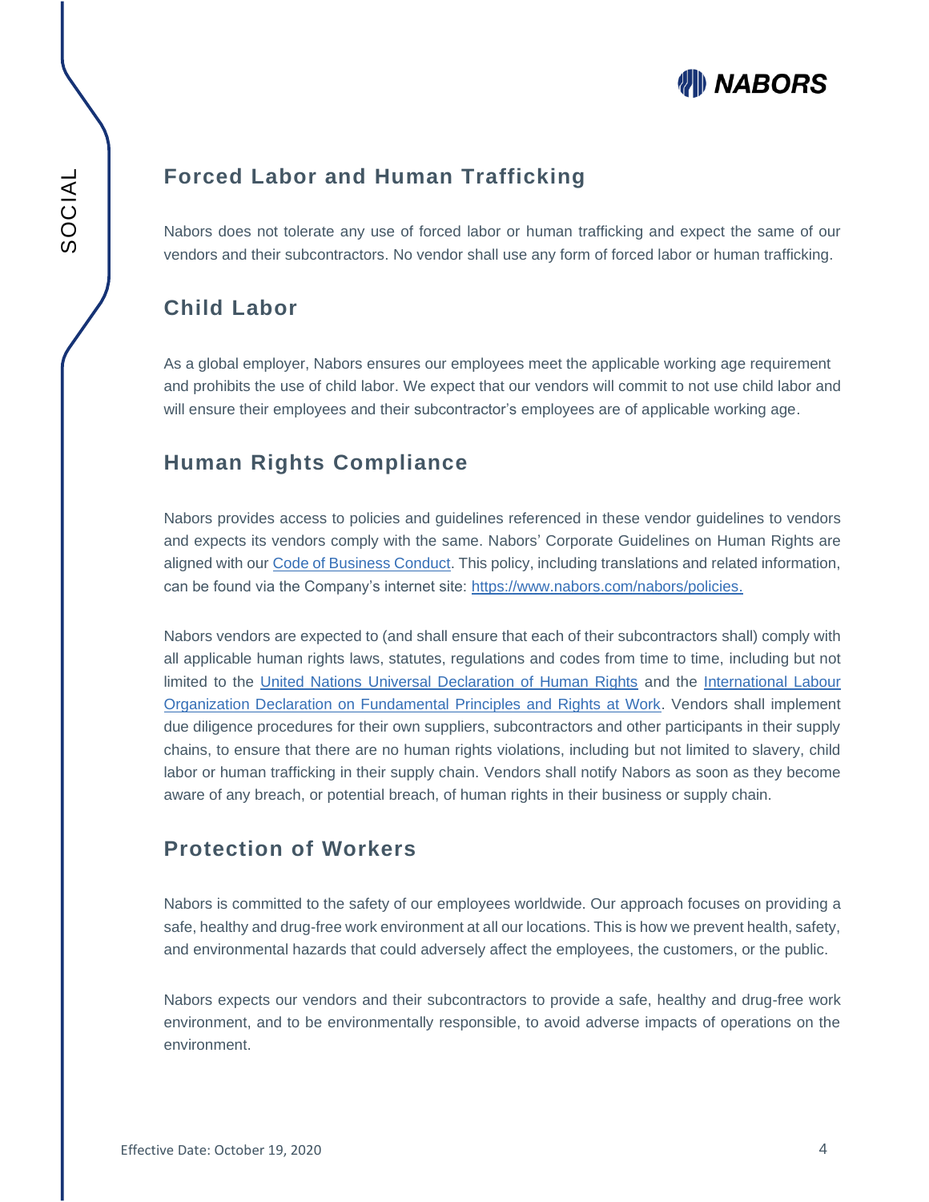## Forced Labor and Human Trafficking

Nabors does not tolerate any use of forced labor or human trafficking and expect the same of our vendors and their subcontractors. No vendor shall use any form of forced labor or human trafficking.

## Child Labor

As a global employer, Nabors ensures our employees meet the applicable working age requirement and prohibits the use of child labor. We expect that our vendors will commit to not use child labor and will ensure their employees and their subcontractor's employees are of applicable working age.

## Human Rights Compliance

Nabors provides access to policies and guidelines referenced in these vendor guidelines to vendors and expects its vendors comply with the same. Nabors' Corporate Guidelines on Human Rights are aligned with our Code of Business Conduct. This policy, including translations and related information, can be found via the Company's internet site: https://www.nabors.com/nabors/policies.

Nabors vendors are expected to (and shall ensure that each of their subcontractors shall) comply with all applicable human rights laws, statutes, regulations and codes from time to time, including but not limited to the United Nations Universal Declaration of Human Rights and the International Labour Organization Declaration on Fundamental Principles and Rights at Work. Vendors shall implement due diligence procedures for their own suppliers, subcontractors and other participants in their supply chains, to ensure that there are no human rights violations, including but not limited to slavery, child labor or human trafficking in their supply chain. Vendors shall notify Nabors as soon as they become aware of any breach, or potential breach, of human rights in their business or supply chain.

## Protection of Workers

Nabors is committed to the safety of our employees worldwide. Our approach focuses on providing a safe, healthy and drug-free work environment at all our locations. This is how we prevent health, safety, and environmental hazards that could adversely affect the employees, the customers, or the public.

Nabors expects our vendors and their subcontractors to provide a safe, healthy and drug-free work environment, and to be environmentally responsible, to avoid adverse impacts of operations on the environment.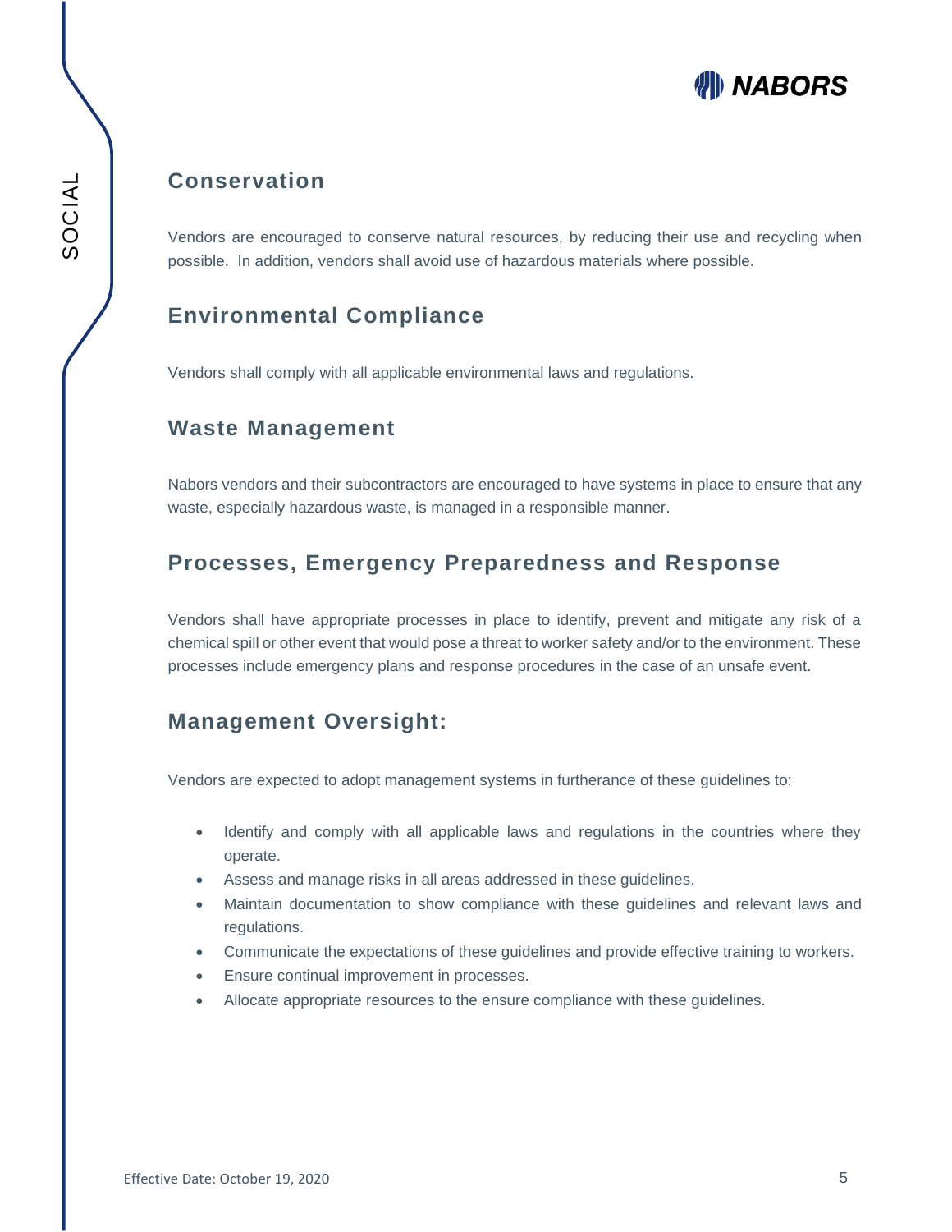## Conservation

Vendors are encouraged to conserve natural resources, by reducing their use and recycling when possible. In addition, vendors shall avoid use of hazardous materials where possible.

## Environmental Compliance

Vendors shall comply with all applicable environmental laws and regulations.

## Waste Management

Nabors vendors and their subcontractors are encouraged to have systems in place to ensure that any waste, especially hazardous waste, is managed in a responsible manner.

## Processes, Emergency Preparedness and Response

Vendors shall have appropriate processes in place to identify, prevent and mitigate any risk of a chemical spill or other event that would pose a threat to worker safety and/or to the environment. These processes include emergency plans and response procedures in the case of an unsafe event.

## Management Oversight:

Vendors are expected to adopt management systems in furtherance of these guidelines to:

- Identify and comply with all applicable laws and regulations in the countries where they operate.
- Assess and manage risks in all areas addressed in these guidelines.
- Maintain documentation to show compliance with these guidelines and relevant laws and regulations.
- Communicate the expectations of these guidelines and provide effective training to workers.
- Ensure continual improvement in processes.
- Allocate appropriate resources to the ensure compliance with these guidelines.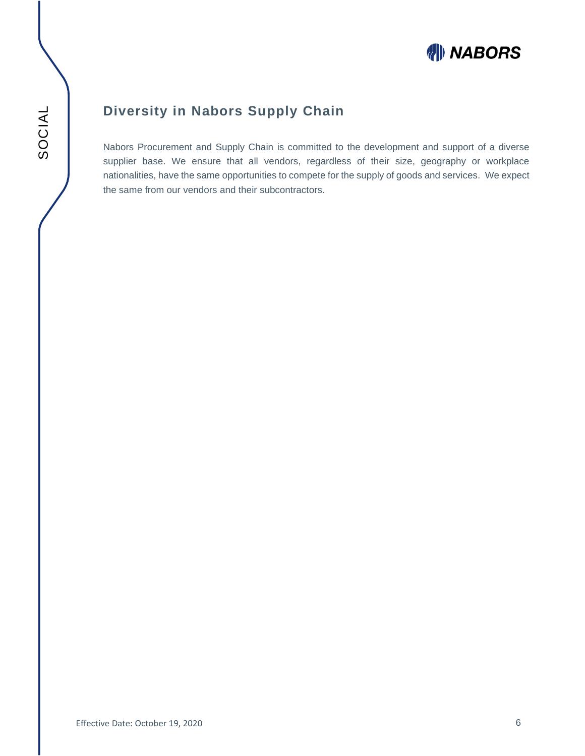## Diversity in Nabors Supply Chain

Nabors Procurement and Supply Chain is committed to the development and support of a diverse supplier base. We ensure that all vendors, regardless of their size, geography or workplace nationalities, have the same opportunities to compete for the supply of goods and services. We expect the same from our vendors and their subcontractors.